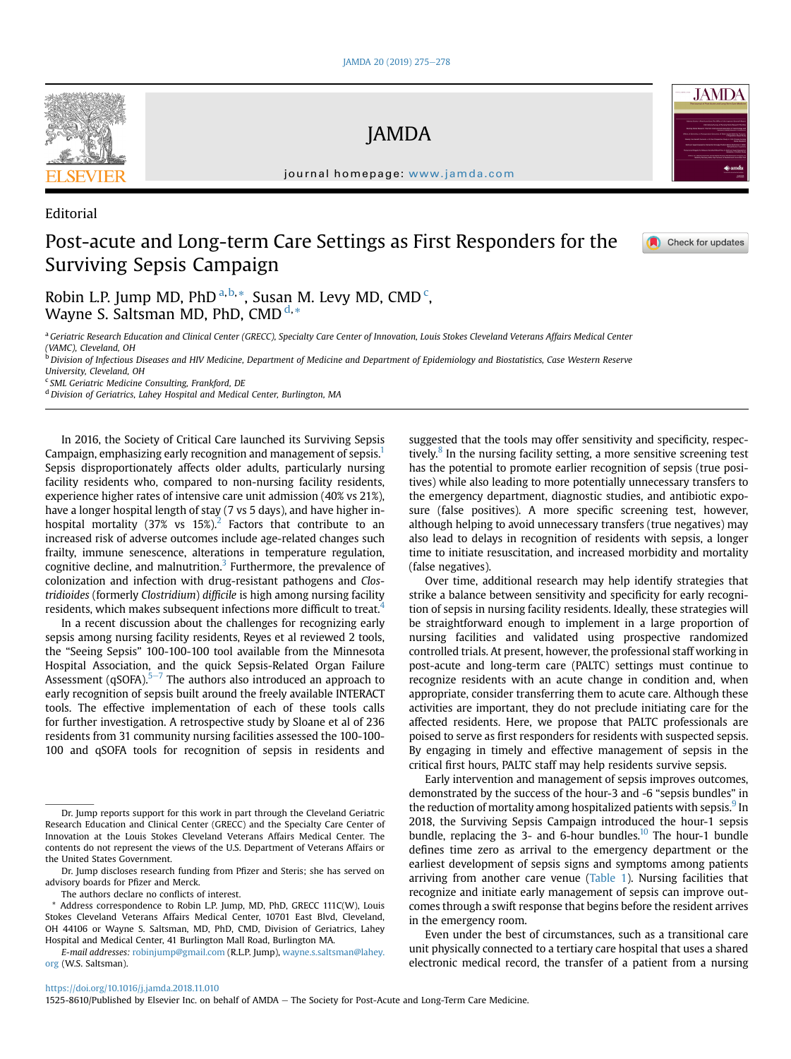Editorial

# Post-acute and Long-term Care Settings as First Responders for the Surviving Sepsis Campaign

Robin L.P. Jump MD, PhD [a,b,*], Susan M. Levy MD, CMD [c], Wayne S. Saltsman MD, PhD, CMD [d,*]

[a] Geriatric Research Education and Clinical Center (GRECC), Specialty Care Center of Innovation, Louis Stokes Cleveland Veterans Affairs Medical Center (VAMC), Cleveland, OH

[b] Division of Infectious Diseases and HIV Medicine, Department of Medicine and Department of Epidemiology and Biostatistics, Case Western Reserve University, Cleveland, OH

[c] SML Geriatric Medicine Consulting, Frankford, DE

[d] Division of Geriatrics, Lahey Hospital and Medical Center, Burlington, MA

In 2016, the Society of Critical Care launched its Surviving Sepsis Campaign, emphasizing early recognition and management of sepsis.[1] Sepsis disproportionately affects older adults, particularly nursing facility residents who, compared to non-nursing facility residents, experience higher rates of intensive care unit admission (40% vs 21%), have a longer hospital length of stay (7 vs 5 days), and have higher in-hospital mortality (37% vs 15%).[2] Factors that contribute to an increased risk of adverse outcomes include age-related changes such frailty, immune senescence, alterations in temperature regulation, cognitive decline, and malnutrition.[3] Furthermore, the prevalence of colonization and infection with drug-resistant pathogens and *Clostridioides* (formerly *Clostridium*) *difficile* is high among nursing facility residents, which makes subsequent infections more difficult to treat.[4]

In a recent discussion about the challenges for recognizing early sepsis among nursing facility residents, Reyes et al reviewed 2 tools, the "Seeing Sepsis" 100-100-100 tool available from the Minnesota Hospital Association, and the quick Sepsis-Related Organ Failure Assessment (qSOFA).[5–7] The authors also introduced an approach to early recognition of sepsis built around the freely available INTERACT tools. The effective implementation of each of these tools calls for further investigation. A retrospective study by Sloane et al of 236 residents from 31 community nursing facilities assessed the 100-100-100 and qSOFA tools for recognition of sepsis in residents and suggested that the tools may offer sensitivity and specificity, respectively.[8] In the nursing facility setting, a more sensitive screening test has the potential to promote earlier recognition of sepsis (true positives) while also leading to more potentially unnecessary transfers to the emergency department, diagnostic studies, and antibiotic exposure (false positives). A more specific screening test, however, although helping to avoid unnecessary transfers (true negatives) may also lead to delays in recognition of residents with sepsis, a longer time to initiate resuscitation, and increased morbidity and mortality (false negatives).

Over time, additional research may help identify strategies that strike a balance between sensitivity and specificity for early recognition of sepsis in nursing facility residents. Ideally, these strategies will be straightforward enough to implement in a large proportion of nursing facilities and validated using prospective randomized controlled trials. At present, however, the professional staff working in post-acute and long-term care (PALTC) settings must continue to recognize residents with an acute change in condition and, when appropriate, consider transferring them to acute care. Although these activities are important, they do not preclude initiating care for the affected residents. Here, we propose that PALTC professionals are poised to serve as first responders for residents with suspected sepsis. By engaging in timely and effective management of sepsis in the critical first hours, PALTC staff may help residents survive sepsis.

Early intervention and management of sepsis improves outcomes, demonstrated by the success of the hour-3 and -6 "sepsis bundles" in the reduction of mortality among hospitalized patients with sepsis.[9] In 2018, the Surviving Sepsis Campaign introduced the hour-1 sepsis bundle, replacing the 3- and 6-hour bundles.[10] The hour-1 bundle defines time zero as arrival to the emergency department or the earliest development of sepsis signs and symptoms among patients arriving from another care venue (Table 1). Nursing facilities that recognize and initiate early management of sepsis can improve outcomes through a swift response that begins before the resident arrives in the emergency room.

Even under the best of circumstances, such as a transitional care unit physically connected to a tertiary care hospital that uses a shared electronic medical record, the transfer of a patient from a nursing

---

Dr. Jump reports support for this work in part through the Cleveland Geriatric Research Education and Clinical Center (GRECC) and the Specialty Care Center of Innovation at the Louis Stokes Cleveland Veterans Affairs Medical Center. The contents do not represent the views of the U.S. Department of Veterans Affairs or the United States Government.

Dr. Jump discloses research funding from Pfizer and Steris; she has served on advisory boards for Pfizer and Merck.

The authors declare no conflicts of interest.

* Address correspondence to Robin L.P. Jump, MD, PhD, GRECC 111C(W), Louis Stokes Cleveland Veterans Affairs Medical Center, 10701 East Blvd, Cleveland, OH 44106 or Wayne S. Saltsman, MD, PhD, CMD, Division of Geriatrics, Lahey Hospital and Medical Center, 41 Burlington Mall Road, Burlington MA.

*E-mail addresses:* robinjump@gmail.com (R.L.P. Jump), wayne.s.saltsman@lahey.org (W.S. Saltsman).

https://doi.org/10.1016/j.jamda.2018.11.010

1525-8610/Published by Elsevier Inc. on behalf of AMDA – The Society for Post-Acute and Long-Term Care Medicine.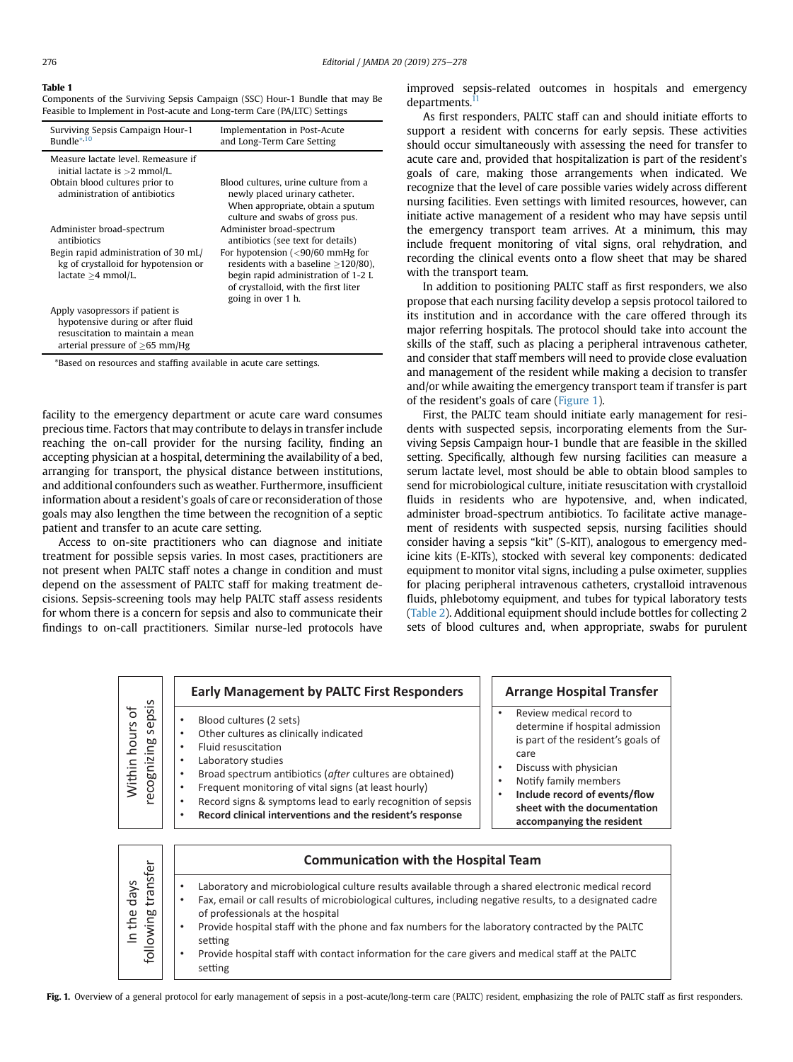**Table 1**
Components of the Surviving Sepsis Campaign (SSC) Hour-1 Bundle that may Be Feasible to Implement in Post-acute and Long-term Care (PA/LTC) Settings

| Surviving Sepsis Campaign Hour-1 Bundle*,[10] | Implementation in Post-Acute and Long-Term Care Setting |
|---|---|
| Measure lactate level. Remeasure if initial lactate is >2 mmol/L. | |
| Obtain blood cultures prior to administration of antibiotics | Blood cultures, urine culture from a newly placed urinary catheter. When appropriate, obtain a sputum culture and swabs of gross pus. |
| Administer broad-spectrum antibiotics | Administer broad-spectrum antibiotics (see text for details) |
| Begin rapid administration of 30 mL/kg of crystalloid for hypotension or lactate ≥4 mmol/L. | For hypotension (<90/60 mmHg for residents with a baseline ≥120/80), begin rapid administration of 1-2 L of crystalloid, with the first liter going in over 1 h. |
| Apply vasopressors if patient is hypotensive during or after fluid resuscitation to maintain a mean arterial pressure of ≥65 mm/Hg | |

*Based on resources and staffing available in acute care settings.

facility to the emergency department or acute care ward consumes precious time. Factors that may contribute to delays in transfer include reaching the on-call provider for the nursing facility, finding an accepting physician at a hospital, determining the availability of a bed, arranging for transport, the physical distance between institutions, and additional confounders such as weather. Furthermore, insufficient information about a resident's goals of care or reconsideration of those goals may also lengthen the time between the recognition of a septic patient and transfer to an acute care setting.

Access to on-site practitioners who can diagnose and initiate treatment for possible sepsis varies. In most cases, practitioners are not present when PALTC staff notes a change in condition and must depend on the assessment of PALTC staff for making treatment decisions. Sepsis-screening tools may help PALTC staff assess residents for whom there is a concern for sepsis and also to communicate their findings to on-call practitioners. Similar nurse-led protocols have improved sepsis-related outcomes in hospitals and emergency departments.[11]

As first responders, PALTC staff can and should initiate efforts to support a resident with concerns for early sepsis. These activities should occur simultaneously with assessing the need for transfer to acute care and, provided that hospitalization is part of the resident's goals of care, making those arrangements when indicated. We recognize that the level of care possible varies widely across different nursing facilities. Even settings with limited resources, however, can initiate active management of a resident who may have sepsis until the emergency transport team arrives. At a minimum, this may include frequent monitoring of vital signs, oral rehydration, and recording the clinical events onto a flow sheet that may be shared with the transport team.

In addition to positioning PALTC staff as first responders, we also propose that each nursing facility develop a sepsis protocol tailored to its institution and in accordance with the care offered through its major referring hospitals. The protocol should take into account the skills of the staff, such as placing a peripheral intravenous catheter, and consider that staff members will need to provide close evaluation and management of the resident while making a decision to transfer and/or while awaiting the emergency transport team if transfer is part of the resident's goals of care (Figure 1).

First, the PALTC team should initiate early management for residents with suspected sepsis, incorporating elements from the Surviving Sepsis Campaign hour-1 bundle that are feasible in the skilled setting. Specifically, although few nursing facilities can measure a serum lactate level, most should be able to obtain blood samples to send for microbiological culture, initiate resuscitation with crystalloid fluids in residents who are hypotensive, and, when indicated, administer broad-spectrum antibiotics. To facilitate active management of residents with suspected sepsis, nursing facilities should consider having a sepsis "kit" (S-KIT), analogous to emergency medicine kits (E-KITs), stocked with several key components: dedicated equipment to monitor vital signs, including a pulse oximeter, supplies for placing peripheral intravenous catheters, crystalloid intravenous fluids, phlebotomy equipment, and tubes for typical laboratory tests (Table 2). Additional equipment should include bottles for collecting 2 sets of blood cultures and, when appropriate, swabs for purulent

Within hours of recognizing sepsis

Early Management by PALTC First Responders

- Blood cultures (2 sets)
- Other cultures as clinically indicated
- Fluid resuscitation
- Laboratory studies
- Broad spectrum antibiotics (*after* cultures are obtained)
- Frequent monitoring of vital signs (at least hourly)
- Record signs & symptoms lead to early recognition of sepsis
- **Record clinical interventions and the resident's response**

Arrange Hospital Transfer

- Review medical record to determine if hospital admission is part of the resident's goals of care
- Discuss with physician
- Notify family members
- **Include record of events/flow sheet with the documentation accompanying the resident**

In the days following transfer

Communication with the Hospital Team

- Laboratory and microbiological culture results available through a shared electronic medical record
- Fax, email or call results of microbiological cultures, including negative results, to a designated cadre of professionals at the hospital
- Provide hospital staff with the phone and fax numbers for the laboratory contracted by the PALTC setting
- Provide hospital staff with contact information for the care givers and medical staff at the PALTC setting

**Fig. 1.** Overview of a general protocol for early management of sepsis in a post-acute/long-term care (PALTC) resident, emphasizing the role of PALTC staff as first responders.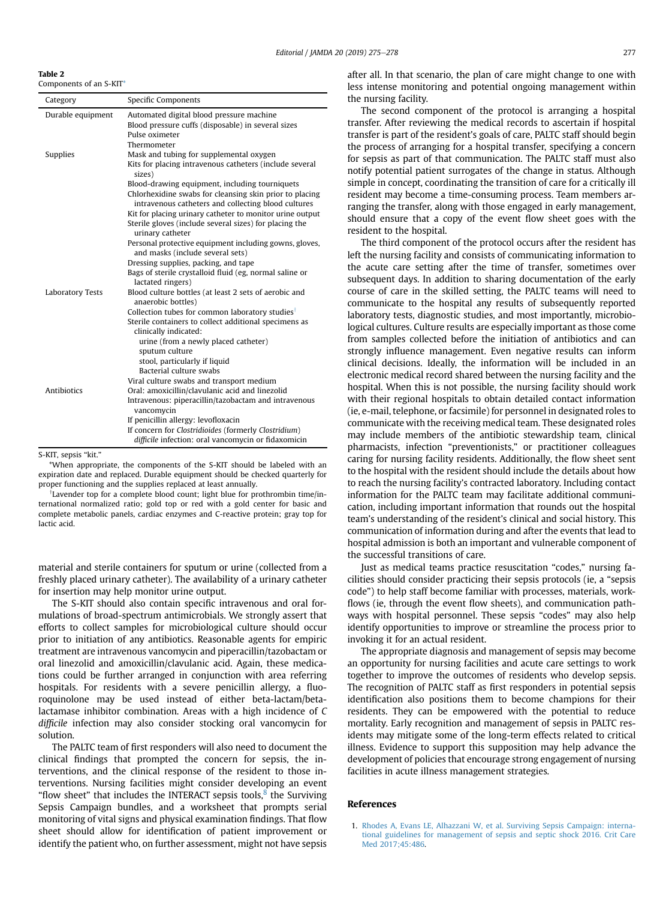**Table 2**
Components of an S-KIT*

| Category | Specific Components |
|---|---|
| Durable equipment | Automated digital blood pressure machine |
| | Blood pressure cuffs (disposable) in several sizes |
| | Pulse oximeter |
| | Thermometer |
| Supplies | Mask and tubing for supplemental oxygen |
| | Kits for placing intravenous catheters (include several sizes) |
| | Blood-drawing equipment, including tourniquets |
| | Chlorhexidine swabs for cleansing skin prior to placing intravenous catheters and collecting blood cultures |
| | Kit for placing urinary catheter to monitor urine output |
| | Sterile gloves (include several sizes) for placing the urinary catheter |
| | Personal protective equipment including gowns, gloves, and masks (include several sets) |
| | Dressing supplies, packing, and tape |
| | Bags of sterile crystalloid fluid (eg, normal saline or lactated ringers) |
| Laboratory Tests | Blood culture bottles (at least 2 sets of aerobic and anaerobic bottles) |
| | Collection tubes for common laboratory studies† |
| | Sterile containers to collect additional specimens as clinically indicated: |
| | urine (from a newly placed catheter) |
| | sputum culture |
| | stool, particularly if liquid |
| | Bacterial culture swabs |
| | Viral culture swabs and transport medium |
| Antibiotics | Oral: amoxicillin/clavulanic acid and linezolid |
| | Intravenous: piperacillin/tazobactam and intravenous vancomycin |
| | If penicillin allergy: levofloxacin |
| | If concern for *Clostridioides* (formerly *Clostridium*) *difficile* infection: oral vancomycin or fidaxomicin |

S-KIT, sepsis "kit."
*When appropriate, the components of the S-KIT should be labeled with an expiration date and replaced. Durable equipment should be checked quarterly for proper functioning and the supplies replaced at least annually.
†Lavender top for a complete blood count; light blue for prothrombin time/international normalized ratio; gold top or red with a gold center for basic and complete metabolic panels, cardiac enzymes and C-reactive protein; gray top for lactic acid.

material and sterile containers for sputum or urine (collected from a freshly placed urinary catheter). The availability of a urinary catheter for insertion may help monitor urine output.

The S-KIT should also contain specific intravenous and oral formulations of broad-spectrum antimicrobials. We strongly assert that efforts to collect samples for microbiological culture should occur prior to initiation of any antibiotics. Reasonable agents for empiric treatment are intravenous vancomycin and piperacillin/tazobactam or oral linezolid and amoxicillin/clavulanic acid. Again, these medications could be further arranged in conjunction with area referring hospitals. For residents with a severe penicillin allergy, a fluoroquinolone may be used instead of either beta-lactam/beta-lactamase inhibitor combination. Areas with a high incidence of *C difficile* infection may also consider stocking oral vancomycin for solution.

The PALTC team of first responders will also need to document the clinical findings that prompted the concern for sepsis, the interventions, and the clinical response of the resident to those interventions. Nursing facilities might consider developing an event "flow sheet" that includes the INTERACT sepsis tools,[8] the Surviving Sepsis Campaign bundles, and a worksheet that prompts serial monitoring of vital signs and physical examination findings. That flow sheet should allow for identification of patient improvement or identify the patient who, on further assessment, might not have sepsis after all. In that scenario, the plan of care might change to one with less intense monitoring and potential ongoing management within the nursing facility.

The second component of the protocol is arranging a hospital transfer. After reviewing the medical records to ascertain if hospital transfer is part of the resident's goals of care, PALTC staff should begin the process of arranging for a hospital transfer, specifying a concern for sepsis as part of that communication. The PALTC staff must also notify potential patient surrogates of the change in status. Although simple in concept, coordinating the transition of care for a critically ill resident may become a time-consuming process. Team members arranging the transfer, along with those engaged in early management, should ensure that a copy of the event flow sheet goes with the resident to the hospital.

The third component of the protocol occurs after the resident has left the nursing facility and consists of communicating information to the acute care setting after the time of transfer, sometimes over subsequent days. In addition to sharing documentation of the early course of care in the skilled setting, the PALTC teams will need to communicate to the hospital any results of subsequently reported laboratory tests, diagnostic studies, and most importantly, microbiological cultures. Culture results are especially important as those come from samples collected before the initiation of antibiotics and can strongly influence management. Even negative results can inform clinical decisions. Ideally, the information will be included in an electronic medical record shared between the nursing facility and the hospital. When this is not possible, the nursing facility should work with their regional hospitals to obtain detailed contact information (ie, e-mail, telephone, or facsimile) for personnel in designated roles to communicate with the receiving medical team. These designated roles may include members of the antibiotic stewardship team, clinical pharmacists, infection "preventionists," or practitioner colleagues caring for nursing facility residents. Additionally, the flow sheet sent to the hospital with the resident should include the details about how to reach the nursing facility's contracted laboratory. Including contact information for the PALTC team may facilitate additional communication, including important information that rounds out the hospital team's understanding of the resident's clinical and social history. This communication of information during and after the events that lead to hospital admission is both an important and vulnerable component of the successful transitions of care.

Just as medical teams practice resuscitation "codes," nursing facilities should consider practicing their sepsis protocols (ie, a "sepsis code") to help staff become familiar with processes, materials, workflows (ie, through the event flow sheets), and communication pathways with hospital personnel. These sepsis "codes" may also help identify opportunities to improve or streamline the process prior to invoking it for an actual resident.

The appropriate diagnosis and management of sepsis may become an opportunity for nursing facilities and acute care settings to work together to improve the outcomes of residents who develop sepsis. The recognition of PALTC staff as first responders in potential sepsis identification also positions them to become champions for their residents. They can be empowered with the potential to reduce mortality. Early recognition and management of sepsis in PALTC residents may mitigate some of the long-term effects related to critical illness. Evidence to support this supposition may help advance the development of policies that encourage strong engagement of nursing facilities in acute illness management strategies.

## References

1. Rhodes A, Evans LE, Alhazzani W, et al. Surviving Sepsis Campaign: international guidelines for management of sepsis and septic shock 2016. Crit Care Med 2017;45:486.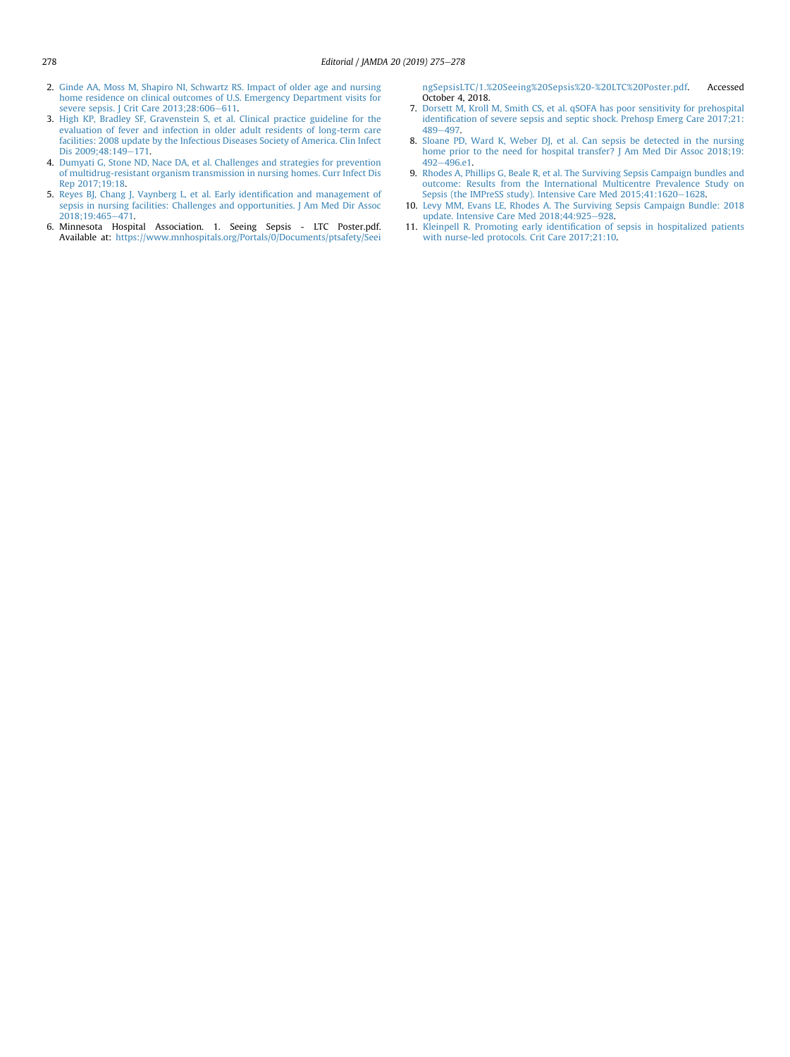2. Ginde AA, Moss M, Shapiro NI, Schwartz RS. Impact of older age and nursing home residence on clinical outcomes of U.S. Emergency Department visits for severe sepsis. J Crit Care 2013;28:606–611.
3. High KP, Bradley SF, Gravenstein S, et al. Clinical practice guideline for the evaluation of fever and infection in older adult residents of long-term care facilities: 2008 update by the Infectious Diseases Society of America. Clin Infect Dis 2009;48:149–171.
4. Dumyati G, Stone ND, Nace DA, et al. Challenges and strategies for prevention of multidrug-resistant organism transmission in nursing homes. Curr Infect Dis Rep 2017;19:18.
5. Reyes BJ, Chang J, Vaynberg L, et al. Early identification and management of sepsis in nursing facilities: Challenges and opportunities. J Am Med Dir Assoc 2018;19:465–471.
6. Minnesota Hospital Association. 1. Seeing Sepsis - LTC Poster.pdf. Available at: https://www.mnhospitals.org/Portals/0/Documents/ptsafety/SeeingSepsisLTC/1.%20Seeing%20Sepsis%20-%20LTC%20Poster.pdf. Accessed October 4, 2018.
7. Dorsett M, Kroll M, Smith CS, et al. qSOFA has poor sensitivity for prehospital identification of severe sepsis and septic shock. Prehosp Emerg Care 2017;21:489–497.
8. Sloane PD, Ward K, Weber DJ, et al. Can sepsis be detected in the nursing home prior to the need for hospital transfer? J Am Med Dir Assoc 2018;19:492–496.e1.
9. Rhodes A, Phillips G, Beale R, et al. The Surviving Sepsis Campaign bundles and outcome: Results from the International Multicentre Prevalence Study on Sepsis (the IMPreSS study). Intensive Care Med 2015;41:1620–1628.
10. Levy MM, Evans LE, Rhodes A. The Surviving Sepsis Campaign Bundle: 2018 update. Intensive Care Med 2018;44:925–928.
11. Kleinpell R. Promoting early identification of sepsis in hospitalized patients with nurse-led protocols. Crit Care 2017;21:10.